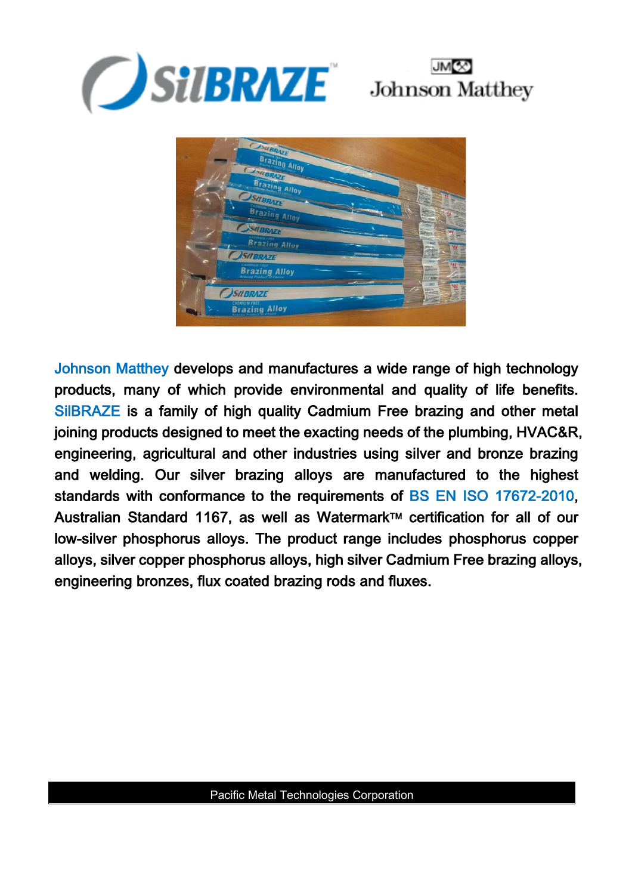Johnson Matthey develops and manufactures a wide range of high technology products, many of which provide environmental and quality of life benefits. SilBRAZE is a family of high quality Cadmium Free brazing and other metal joining products designed to meet the exacting needs of the plumbing, HVAC&R, engineering, agricultural and other industries using silver and bronze brazing and welding. Our silver brazing alloys are manufactured to the highest standards with conformance to the requirements of BS EN ISO 17672-2010, Australian Standard 1167, as well as Watermark™ certification for all of our low-silver phosphorus alloys. The product range includes phosphorus copper alloys, silver copper phosphorus alloys, high silver Cadmium Free brazing alloys, engineering bronzes, flux coated brazing rods and fluxes.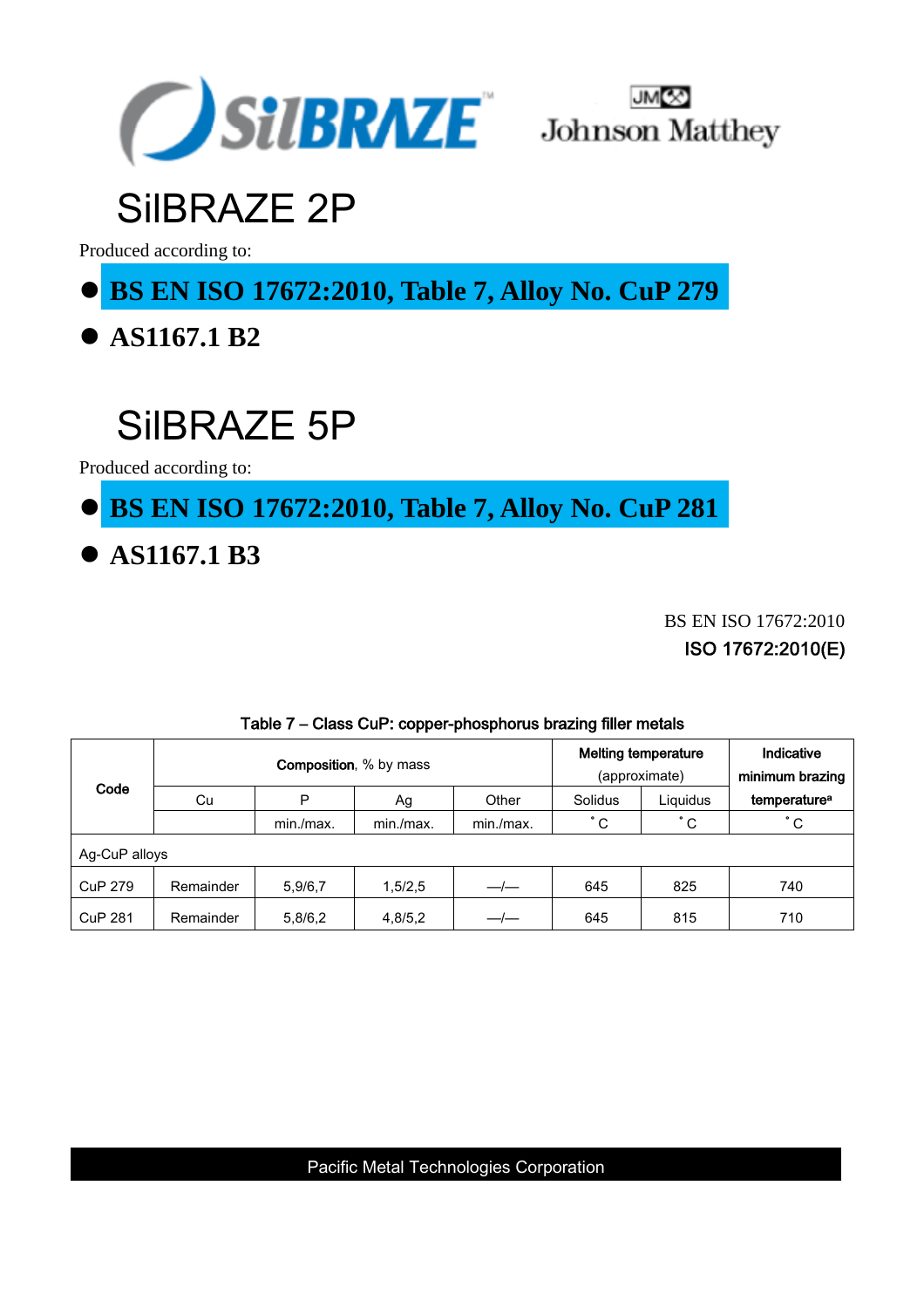SilBRAZE™ Johnson Matthey

# SilBRAZE 2P

Produced according to:

- **BS EN ISO 17672:2010, Table 7, Alloy No. CuP 279**
- **AS1167.1 B2**

# SilBRAZE 5P

Produced according to:

- **BS EN ISO 17672:2010, Table 7, Alloy No. CuP 281**
- **AS1167.1 B3**

BS EN ISO 17672:2010
**ISO 17672:2010(E)**

**Table 7 – Class CuP: copper-phosphorus brazing filler metals**

| Code | **Composition**, % by mass | | | | **Melting temperature** (approximate) | | **Indicative minimum brazing temperature**[a] |
|---|---|---|---|---|---|---|---|
| | Cu | P | Ag | Other | Solidus | Liquidus | |
| | | min./max. | min./max. | min./max. | °C | °C | °C |
| Ag-CuP alloys | | | | | | | |
| CuP 279 | Remainder | 5,9/6,7 | 1,5/2,5 | —/— | 645 | 825 | 740 |
| CuP 281 | Remainder | 5,8/6,2 | 4,8/5,2 | —/— | 645 | 815 | 710 |

Pacific Metal Technologies Corporation